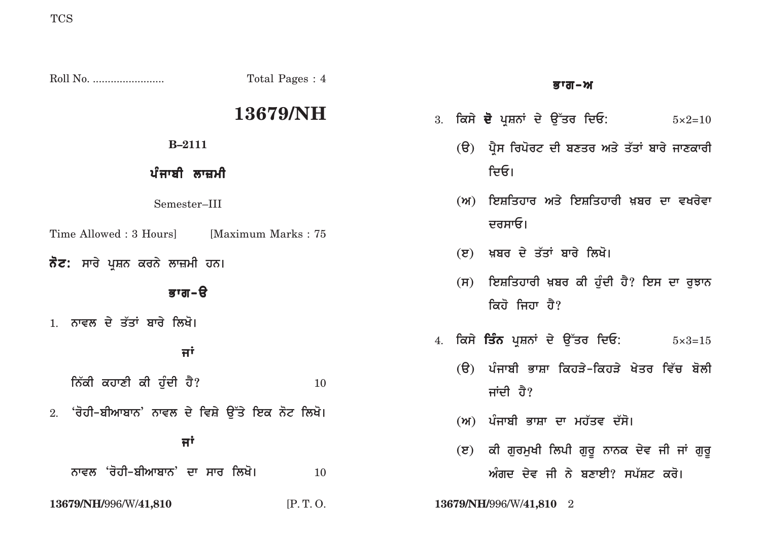Roll No. ........................ Total Pages : 4

# 13679/NH

**B–2111**

## ਪੰਜਾਬੀ ਲਾਜ਼ਮੀ

Semester–III

Time Allowed : 3 Hours] [Maximum Marks : 75

**ਨੋਟ:** ਸਾਰੇ ਪ੍ਰਸ਼ਨ ਕਰਨੇ ਲਾਜ਼ਮੀ ਹਨ।

### ਭਾਗ-ੳ

1. ਨਾਵਲ ਦੇ ਤੱਤਾਂ ਬਾਰੇ ਲਿਖੋ।

   **ਜਾਂ**

   ਨਿੱਕੀ ਕਹਾਣੀ ਕੀ ਹੁੰਦੀ ਹੈ? 10

2. 'ਰੋਹੀ-ਬੀਆਬਾਨ' ਨਾਵਲ ਦੇ ਵਿਸ਼ੇ ਉੱਤੇ ਇਕ ਨੋਟ ਲਿਖੋ।

   **ਜਾਂ**

   ਨਾਵਲ 'ਰੋਹੀ-ਬੀਆਬਾਨ' ਦਾ ਸਾਰ ਲਿਖੋ। 10

### ਭਾਗ-ਅ

3. ਕਿਸੇ **ਦੋ** ਪ੍ਰਸ਼ਨਾਂ ਦੇ ਉੱਤਰ ਦਿਓ: 5×2=10

   (ੳ) ਪ੍ਰੈਸ ਰਿਪੋਰਟ ਦੀ ਬਣਤਰ ਅਤੇ ਤੱਤਾਂ ਬਾਰੇ ਜਾਣਕਾਰੀ ਦਿਓ।

   (ਅ) ਇਸ਼ਤਿਹਾਰ ਅਤੇ ਇਸ਼ਤਿਹਾਰੀ ਖ਼ਬਰ ਦਾ ਵਖਰੇਵਾ ਦਰਸਾਓ।

   (ੲ) ਖ਼ਬਰ ਦੇ ਤੱਤਾਂ ਬਾਰੇ ਲਿਖੋ।

   (ਸ) ਇਸ਼ਤਿਹਾਰੀ ਖ਼ਬਰ ਕੀ ਹੁੰਦੀ ਹੈ? ਇਸ ਦਾ ਰੁਝਾਨ ਕਿਹੋ ਜਿਹਾ ਹੈ?

4. ਕਿਸੇ **ਤਿੰਨ** ਪ੍ਰਸ਼ਨਾਂ ਦੇ ਉੱਤਰ ਦਿਓ: 5×3=15

   (ੳ) ਪੰਜਾਬੀ ਭਾਸ਼ਾ ਕਿਹੜੇ-ਕਿਹੜੇ ਖੇਤਰ ਵਿੱਚ ਬੋਲੀ ਜਾਂਦੀ ਹੈ?

   (ਅ) ਪੰਜਾਬੀ ਭਾਸ਼ਾ ਦਾ ਮਹੱਤਵ ਦੱਸੋ।

   (ੲ) ਕੀ ਗੁਰਮੁਖੀ ਲਿਪੀ ਗੁਰੂ ਨਾਨਕ ਦੇਵ ਜੀ ਜਾਂ ਗੁਰੂ ਅੰਗਦ ਦੇਵ ਜੀ ਨੇ ਬਣਾਈ? ਸਪੱਸ਼ਟ ਕਰੋ।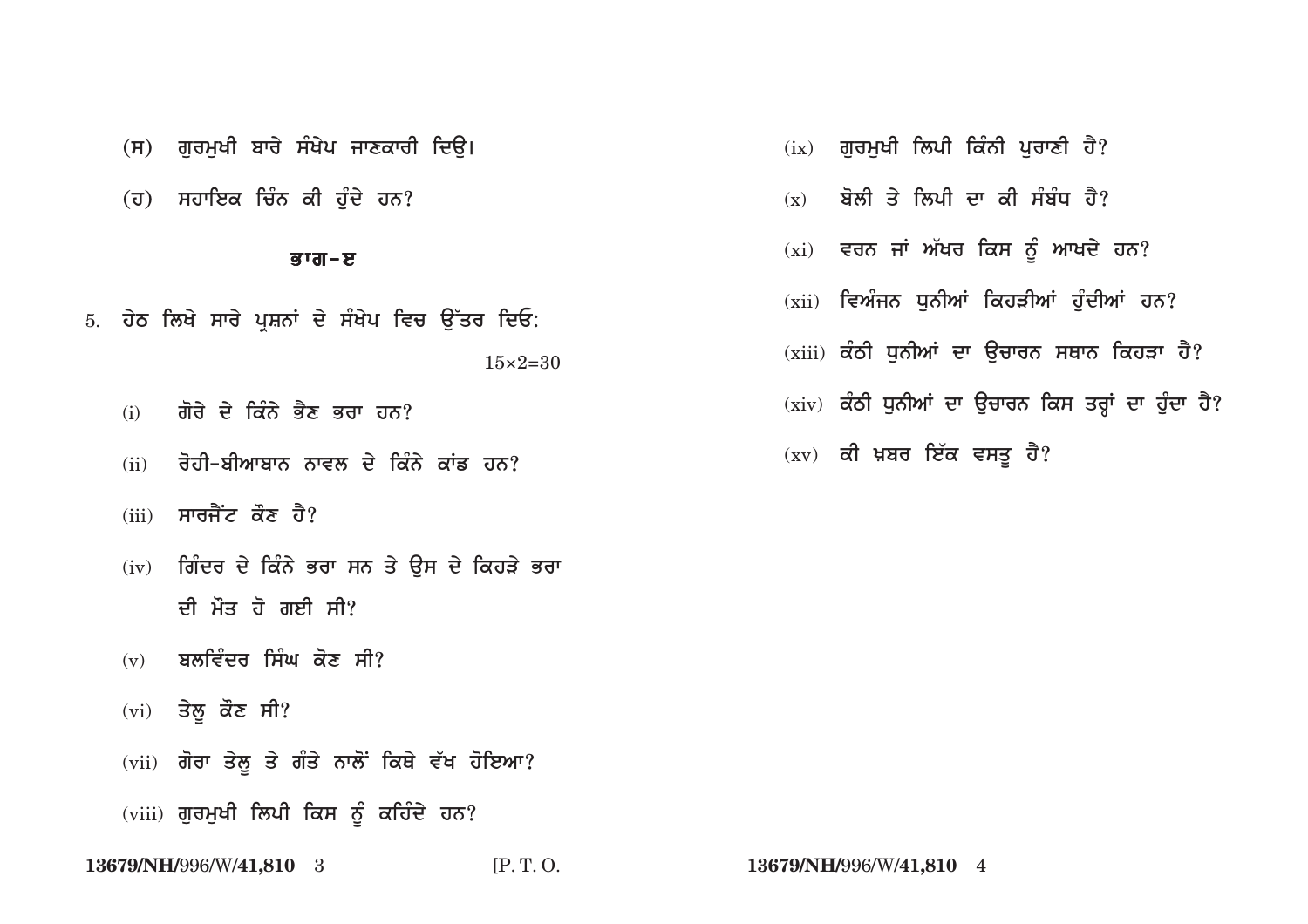(ਸ) ਗੁਰਮੁਖੀ ਬਾਰੇ ਸੰਖੇਪ ਜਾਣਕਾਰੀ ਦਿਉ।

(ਹ) ਸਹਾਇਕ ਚਿੰਨ ਕੀ ਹੁੰਦੇ ਹਨ?

### ਭਾਗ–ੲ

5. ਹੇਠ ਲਿਖੇ ਸਾਰੇ ਪ੍ਰਸ਼ਨਾਂ ਦੇ ਸੰਖੇਪ ਵਿਚ ਉੱਤਰ ਦਿਓ: 15×2=30

(i) ਗੋਰੇ ਦੇ ਕਿੰਨੇ ਭੈਣ ਭਰਾ ਹਨ?

(ii) ਰੋਹੀ-ਬੀਆਬਾਨ ਨਾਵਲ ਦੇ ਕਿੰਨੇ ਕਾਂਡ ਹਨ?

(iii) ਸਾਰਜੈਂਟ ਕੌਣ ਹੈ?

(iv) ਗਿੰਦਰ ਦੇ ਕਿੰਨੇ ਭਰਾ ਸਨ ਤੇ ਉਸ ਦੇ ਕਿਹੜੇ ਭਰਾ ਦੀ ਮੌਤ ਹੋ ਗਈ ਸੀ?

(v) ਬਲਵਿੰਦਰ ਸਿੰਘ ਕੋਣ ਸੀ?

(vi) ਤੇਲੂ ਕੌਣ ਸੀ?

(vii) ਗੋਰਾ ਤੇਲੂ ਤੇ ਗੰਤੇ ਨਾਲੋਂ ਕਿਥੇ ਵੱਖ ਹੋਇਆ?

(viii) ਗੁਰਮੁਖੀ ਲਿਪੀ ਕਿਸ ਨੂੰ ਕਹਿੰਦੇ ਹਨ?

(ix) ਗੁਰਮੁਖੀ ਲਿਪੀ ਕਿੰਨੀ ਪੁਰਾਣੀ ਹੈ?

(x) ਬੋਲੀ ਤੇ ਲਿਪੀ ਦਾ ਕੀ ਸੰਬੰਧ ਹੈ?

(xi) ਵਰਨ ਜਾਂ ਅੱਖਰ ਕਿਸ ਨੂੰ ਆਖਦੇ ਹਨ?

(xii) ਵਿਅੰਜਨ ਧੁਨੀਆਂ ਕਿਹੜੀਆਂ ਹੁੰਦੀਆਂ ਹਨ?

(xiii) ਕੰਠੀ ਧੁਨੀਆਂ ਦਾ ਉਚਾਰਨ ਸਥਾਨ ਕਿਹੜਾ ਹੈ?

(xiv) ਕੰਠੀ ਧੁਨੀਆਂ ਦਾ ਉਚਾਰਨ ਕਿਸ ਤਰ੍ਹਾਂ ਦਾ ਹੁੰਦਾ ਹੈ?

(xv) ਕੀ ਖ਼ਬਰ ਇੱਕ ਵਸਤੂ ਹੈ?